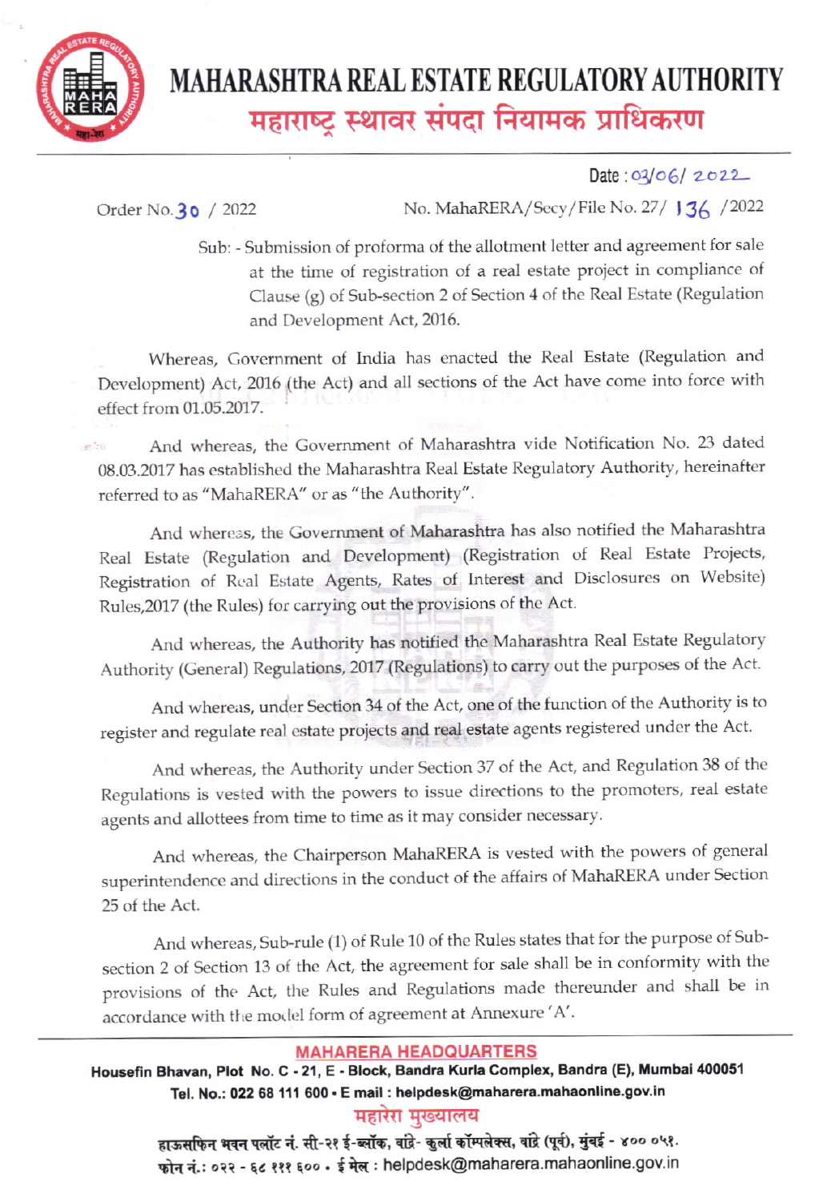# MAHARASHTRA REAL ESTATE REGULATORY AUTHORITY

## महाराष्ट्र स्थावर संपदा नियामक प्राधिकरण

Date : 03/06/2022

Order No. 30 / 2022

No. MahaRERA/Secy/File No. 27/ 136 /2022

Sub: - Submission of proforma of the allotment letter and agreement for sale at the time of registration of a real estate project in compliance of Clause (g) of Sub-section 2 of Section 4 of the Real Estate (Regulation and Development Act, 2016.

Whereas, Government of India has enacted the Real Estate (Regulation and Development) Act, 2016 (the Act) and all sections of the Act have come into force with effect from 01.05.2017.

And whereas, the Government of Maharashtra vide Notification No. 23 dated 08.03.2017 has established the Maharashtra Real Estate Regulatory Authority, hereinafter referred to as "MahaRERA" or as "the Authority".

And whereas, the Government of Maharashtra has also notified the Maharashtra Real Estate (Regulation and Development) (Registration of Real Estate Projects, Registration of Real Estate Agents, Rates of Interest and Disclosures on Website) Rules,2017 (the Rules) for carrying out the provisions of the Act.

And whereas, the Authority has notified the Maharashtra Real Estate Regulatory Authority (General) Regulations, 2017 (Regulations) to carry out the purposes of the Act.

And whereas, under Section 34 of the Act, one of the function of the Authority is to register and regulate real estate projects and real estate agents registered under the Act.

And whereas, the Authority under Section 37 of the Act, and Regulation 38 of the Regulations is vested with the powers to issue directions to the promoters, real estate agents and allottees from time to time as it may consider necessary.

And whereas, the Chairperson MahaRERA is vested with the powers of general superintendence and directions in the conduct of the affairs of MahaRERA under Section 25 of the Act.

And whereas, Sub-rule (1) of Rule 10 of the Rules states that for the purpose of Sub-section 2 of Section 13 of the Act, the agreement for sale shall be in conformity with the provisions of the Act, the Rules and Regulations made thereunder and shall be in accordance with the model form of agreement at Annexure 'A'.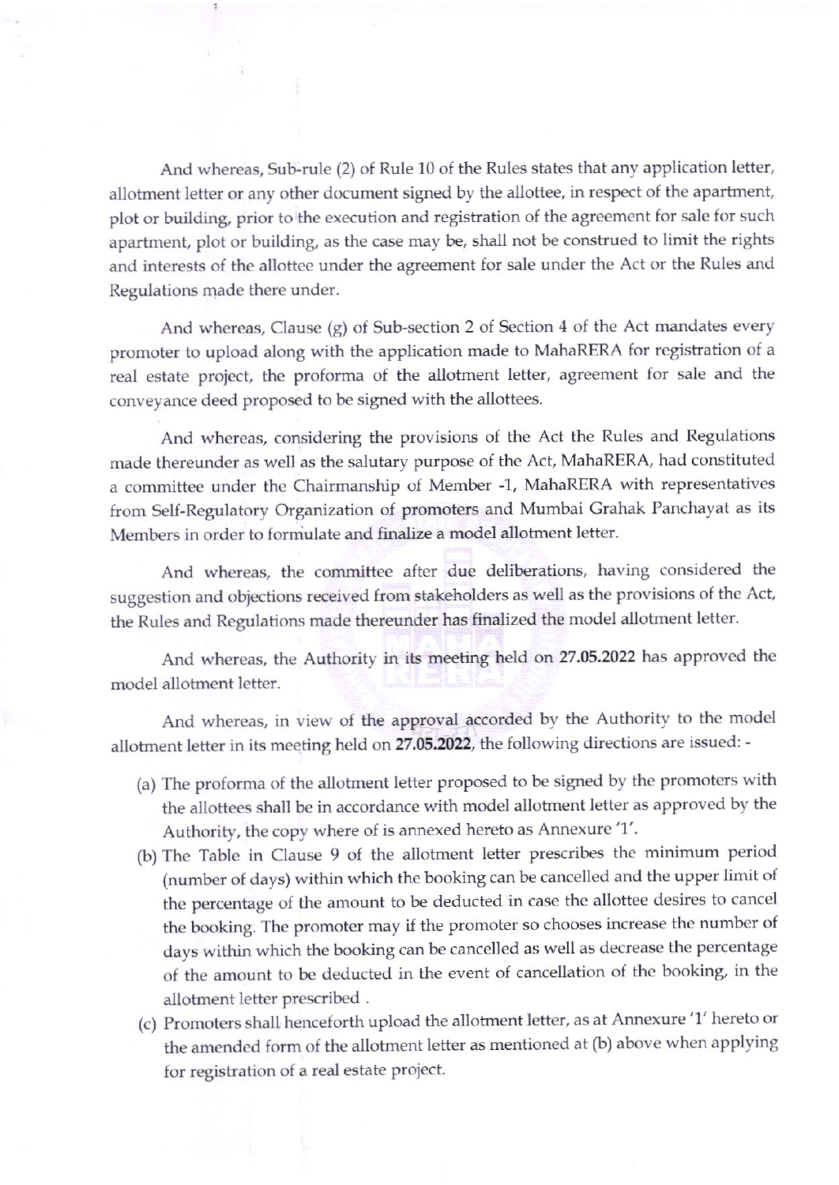And whereas, Sub-rule (2) of Rule 10 of the Rules states that any application letter, allotment letter or any other document signed by the allottee, in respect of the apartment, plot or building, prior to the execution and registration of the agreement for sale for such apartment, plot or building, as the case may be, shall not be construed to limit the rights and interests of the allottee under the agreement for sale under the Act or the Rules and Regulations made there under.

And whereas, Clause (g) of Sub-section 2 of Section 4 of the Act mandates every promoter to upload along with the application made to MahaRERA for registration of a real estate project, the proforma of the allotment letter, agreement for sale and the conveyance deed proposed to be signed with the allottees.

And whereas, considering the provisions of the Act the Rules and Regulations made thereunder as well as the salutary purpose of the Act, MahaRERA, had constituted a committee under the Chairmanship of Member -1, MahaRERA with representatives from Self-Regulatory Organization of promoters and Mumbai Grahak Panchayat as its Members in order to formulate and finalize a model allotment letter.

And whereas, the committee after due deliberations, having considered the suggestion and objections received from stakeholders as well as the provisions of the Act, the Rules and Regulations made thereunder has finalized the model allotment letter.

And whereas, the Authority in its meeting held on **27.05.2022** has approved the model allotment letter.

And whereas, in view of the approval accorded by the Authority to the model allotment letter in its meeting held on **27.05.2022**, the following directions are issued: -

(a) The proforma of the allotment letter proposed to be signed by the promoters with the allottees shall be in accordance with model allotment letter as approved by the Authority, the copy where of is annexed hereto as Annexure '1'.

(b) The Table in Clause 9 of the allotment letter prescribes the minimum period (number of days) within which the booking can be cancelled and the upper limit of the percentage of the amount to be deducted in case the allottee desires to cancel the booking. The promoter may if the promoter so chooses increase the number of days within which the booking can be cancelled as well as decrease the percentage of the amount to be deducted in the event of cancellation of the booking, in the allotment letter prescribed .

(c) Promoters shall henceforth upload the allotment letter, as at Annexure '1' hereto or the amended form of the allotment letter as mentioned at (b) above when applying for registration of a real estate project.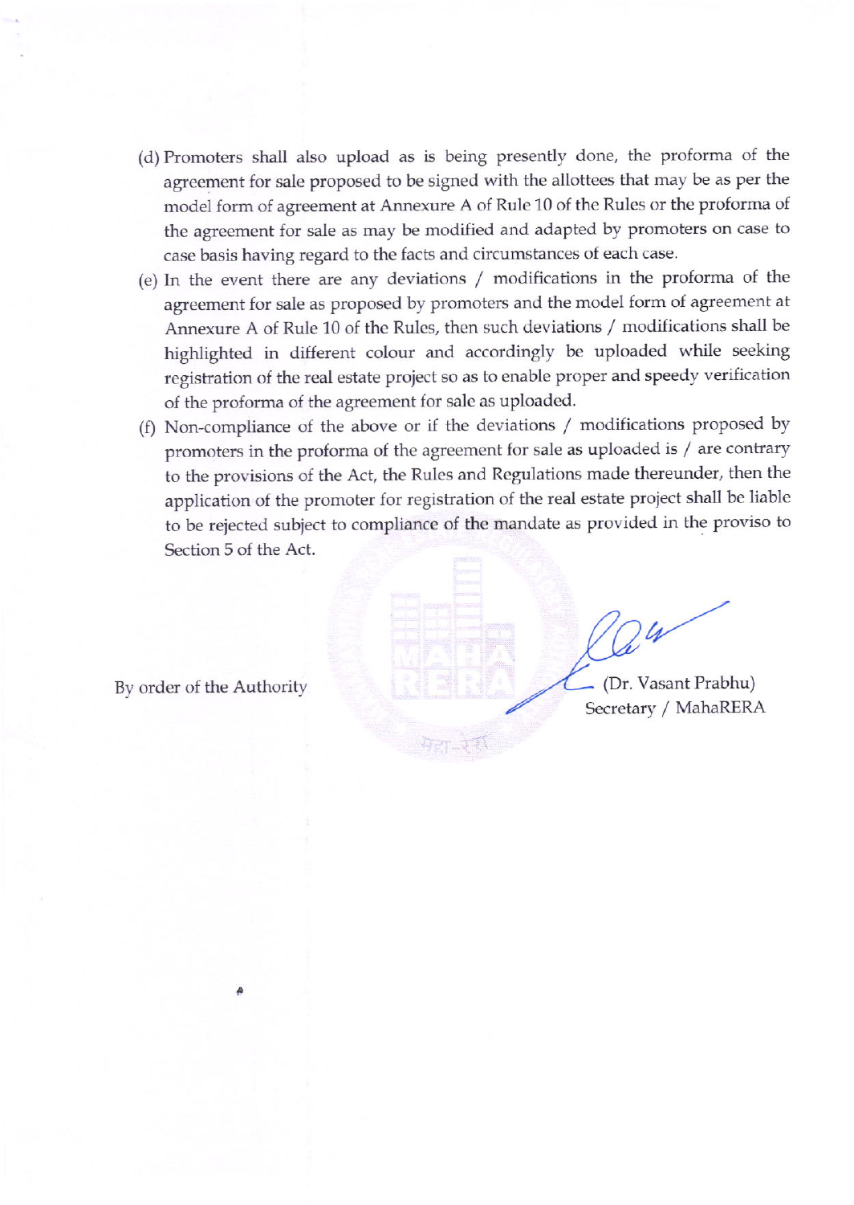(d) Promoters shall also upload as is being presently done, the proforma of the agreement for sale proposed to be signed with the allottees that may be as per the model form of agreement at Annexure A of Rule 10 of the Rules or the proforma of the agreement for sale as may be modified and adapted by promoters on case to case basis having regard to the facts and circumstances of each case.

(e) In the event there are any deviations / modifications in the proforma of the agreement for sale as proposed by promoters and the model form of agreement at Annexure A of Rule 10 of the Rules, then such deviations / modifications shall be highlighted in different colour and accordingly be uploaded while seeking registration of the real estate project so as to enable proper and speedy verification of the proforma of the agreement for sale as uploaded.

(f) Non-compliance of the above or if the deviations / modifications proposed by promoters in the proforma of the agreement for sale as uploaded is / are contrary to the provisions of the Act, the Rules and Regulations made thereunder, then the application of the promoter for registration of the real estate project shall be liable to be rejected subject to compliance of the mandate as provided in the proviso to Section 5 of the Act.

By order of the Authority

(Dr. Vasant Prabhu)
Secretary / MahaRERA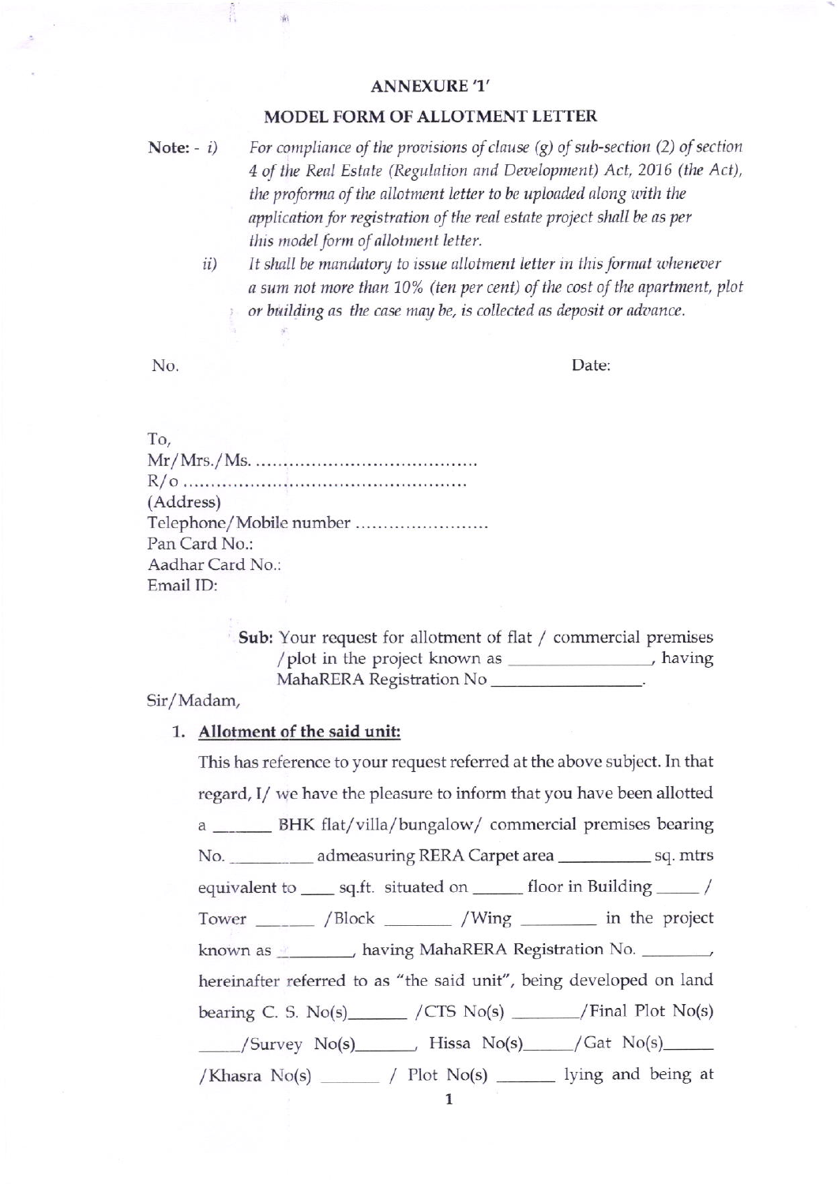**ANNEXURE '1'**

**MODEL FORM OF ALLOTMENT LETTER**

**Note:** - *i)* *For compliance of the provisions of clause (g) of sub-section (2) of section 4 of the Real Estate (Regulation and Development) Act, 2016 (the Act), the proforma of the allotment letter to be uploaded along with the application for registration of the real estate project shall be as per this model form of allotment letter.*

*ii)* *It shall be mandatory to issue allotment letter in this format whenever a sum not more than 10% (ten per cent) of the cost of the apartment, plot or building as the case may be, is collected as deposit or advance.*

No. Date:

To,
Mr/Mrs./Ms. ........................................
R/o ..................................................
(Address)
Telephone/Mobile number ........................
Pan Card No.:
Aadhar Card No.:
Email ID:

**Sub:** Your request for allotment of flat / commercial premises / plot in the project known as ______________, having MahaRERA Registration No ______________.

Sir/Madam,

1. **Allotment of the said unit:**

This has reference to your request referred at the above subject. In that regard, I/ we have the pleasure to inform that you have been allotted a ______ BHK flat/villa/bungalow/ commercial premises bearing No. _________ admeasuring RERA Carpet area __________ sq. mtrs equivalent to ____ sq.ft. situated on ______ floor in Building _____ / Tower ______ /Block _______ /Wing ________ in the project known as ________, having MahaRERA Registration No. _______, hereinafter referred to as "the said unit", being developed on land bearing C. S. No(s)_______ /CTS No(s) _______/Final Plot No(s) _____/Survey No(s)_______, Hissa No(s)______/Gat No(s)______ /Khasra No(s) _______ / Plot No(s) ______ lying and being at